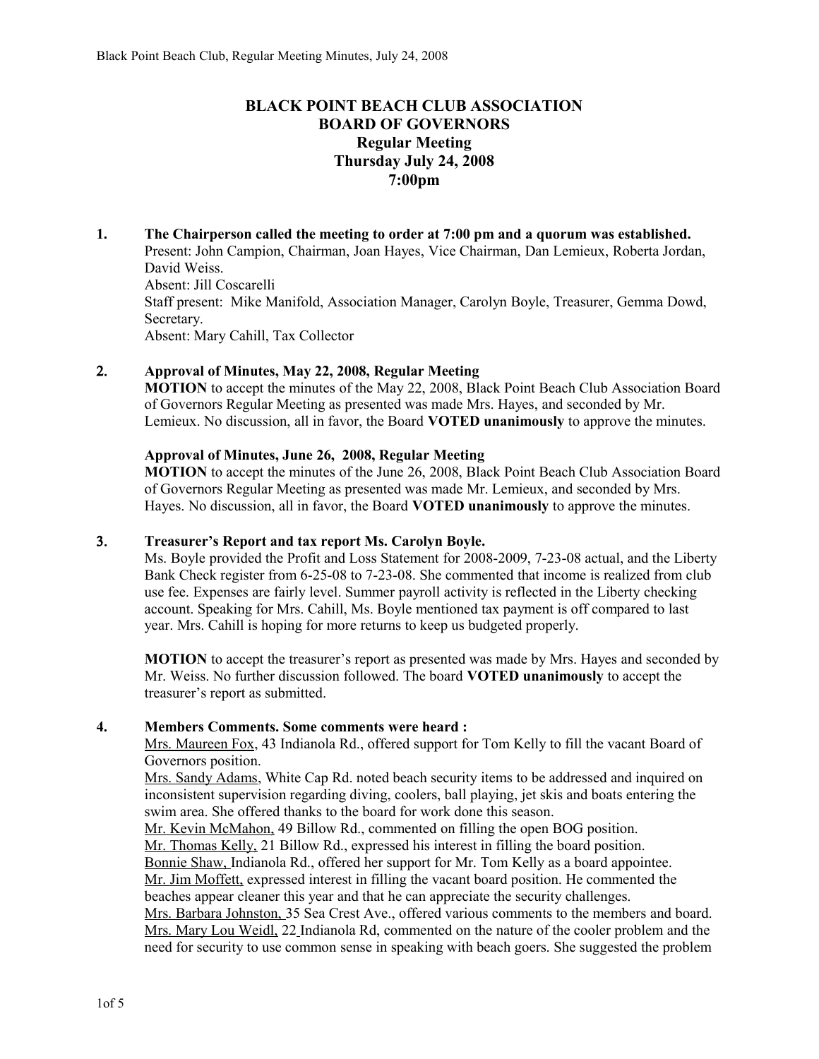# BLACK POINT BEACH CLUB ASSOCIATION
## BOARD OF GOVERNORS
### Regular Meeting
### Thursday July 24, 2008
### 7:00pm

**1. The Chairperson called the meeting to order at 7:00 pm and a quorum was established.**

Present: John Campion, Chairman, Joan Hayes, Vice Chairman, Dan Lemieux, Roberta Jordan, David Weiss.

Absent: Jill Coscarelli

Staff present: Mike Manifold, Association Manager, Carolyn Boyle, Treasurer, Gemma Dowd, Secretary.

Absent: Mary Cahill, Tax Collector

**2. Approval of Minutes, May 22, 2008, Regular Meeting**

**MOTION** to accept the minutes of the May 22, 2008, Black Point Beach Club Association Board of Governors Regular Meeting as presented was made Mrs. Hayes, and seconded by Mr. Lemieux. No discussion, all in favor, the Board **VOTED unanimously** to approve the minutes.

**Approval of Minutes, June 26, 2008, Regular Meeting**

**MOTION** to accept the minutes of the June 26, 2008, Black Point Beach Club Association Board of Governors Regular Meeting as presented was made Mr. Lemieux, and seconded by Mrs. Hayes. No discussion, all in favor, the Board **VOTED unanimously** to approve the minutes.

**3. Treasurer's Report and tax report Ms. Carolyn Boyle.**

Ms. Boyle provided the Profit and Loss Statement for 2008-2009, 7-23-08 actual, and the Liberty Bank Check register from 6-25-08 to 7-23-08. She commented that income is realized from club use fee. Expenses are fairly level. Summer payroll activity is reflected in the Liberty checking account. Speaking for Mrs. Cahill, Ms. Boyle mentioned tax payment is off compared to last year. Mrs. Cahill is hoping for more returns to keep us budgeted properly.

**MOTION** to accept the treasurer's report as presented was made by Mrs. Hayes and seconded by Mr. Weiss. No further discussion followed. The board **VOTED unanimously** to accept the treasurer's report as submitted.

**4. Members Comments. Some comments were heard :**

Mrs. Maureen Fox, 43 Indianola Rd., offered support for Tom Kelly to fill the vacant Board of Governors position.

Mrs. Sandy Adams, White Cap Rd. noted beach security items to be addressed and inquired on inconsistent supervision regarding diving, coolers, ball playing, jet skis and boats entering the swim area. She offered thanks to the board for work done this season.

Mr. Kevin McMahon, 49 Billow Rd., commented on filling the open BOG position.

Mr. Thomas Kelly, 21 Billow Rd., expressed his interest in filling the board position.

Bonnie Shaw, Indianola Rd., offered her support for Mr. Tom Kelly as a board appointee.

Mr. Jim Moffett, expressed interest in filling the vacant board position. He commented the beaches appear cleaner this year and that he can appreciate the security challenges.

Mrs. Barbara Johnston, 35 Sea Crest Ave., offered various comments to the members and board.

Mrs. Mary Lou Weidl, 22 Indianola Rd, commented on the nature of the cooler problem and the need for security to use common sense in speaking with beach goers. She suggested the problem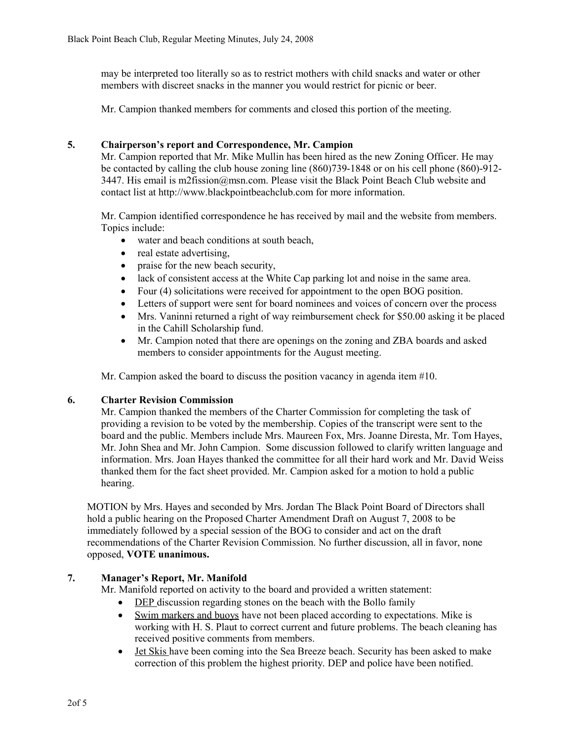may be interpreted too literally so as to restrict mothers with child snacks and water or other members with discreet snacks in the manner you would restrict for picnic or beer.

Mr. Campion thanked members for comments and closed this portion of the meeting.

### 5. Chairperson's report and Correspondence, Mr. Campion

Mr. Campion reported that Mr. Mike Mullin has been hired as the new Zoning Officer. He may be contacted by calling the club house zoning line (860)739-1848 or on his cell phone (860)-912-3447. His email is m2fission@msn.com. Please visit the Black Point Beach Club website and contact list at http://www.blackpointbeachclub.com for more information.

Mr. Campion identified correspondence he has received by mail and the website from members. Topics include:

- water and beach conditions at south beach,
- real estate advertising,
- praise for the new beach security,
- lack of consistent access at the White Cap parking lot and noise in the same area.
- Four (4) solicitations were received for appointment to the open BOG position.
- Letters of support were sent for board nominees and voices of concern over the process
- Mrs. Vaninni returned a right of way reimbursement check for $50.00 asking it be placed in the Cahill Scholarship fund.
- Mr. Campion noted that there are openings on the zoning and ZBA boards and asked members to consider appointments for the August meeting.

Mr. Campion asked the board to discuss the position vacancy in agenda item #10.

### 6. Charter Revision Commission

Mr. Campion thanked the members of the Charter Commission for completing the task of providing a revision to be voted by the membership. Copies of the transcript were sent to the board and the public. Members include Mrs. Maureen Fox, Mrs. Joanne Diresta, Mr. Tom Hayes, Mr. John Shea and Mr. John Campion. Some discussion followed to clarify written language and information. Mrs. Joan Hayes thanked the committee for all their hard work and Mr. David Weiss thanked them for the fact sheet provided. Mr. Campion asked for a motion to hold a public hearing.

MOTION by Mrs. Hayes and seconded by Mrs. Jordan The Black Point Board of Directors shall hold a public hearing on the Proposed Charter Amendment Draft on August 7, 2008 to be immediately followed by a special session of the BOG to consider and act on the draft recommendations of the Charter Revision Commission. No further discussion, all in favor, none opposed, **VOTE unanimous.**

### 7. Manager's Report, Mr. Manifold

Mr. Manifold reported on activity to the board and provided a written statement:

- DEP discussion regarding stones on the beach with the Bollo family
- Swim markers and buoys have not been placed according to expectations. Mike is working with H. S. Plaut to correct current and future problems. The beach cleaning has received positive comments from members.
- Jet Skis have been coming into the Sea Breeze beach. Security has been asked to make correction of this problem the highest priority. DEP and police have been notified.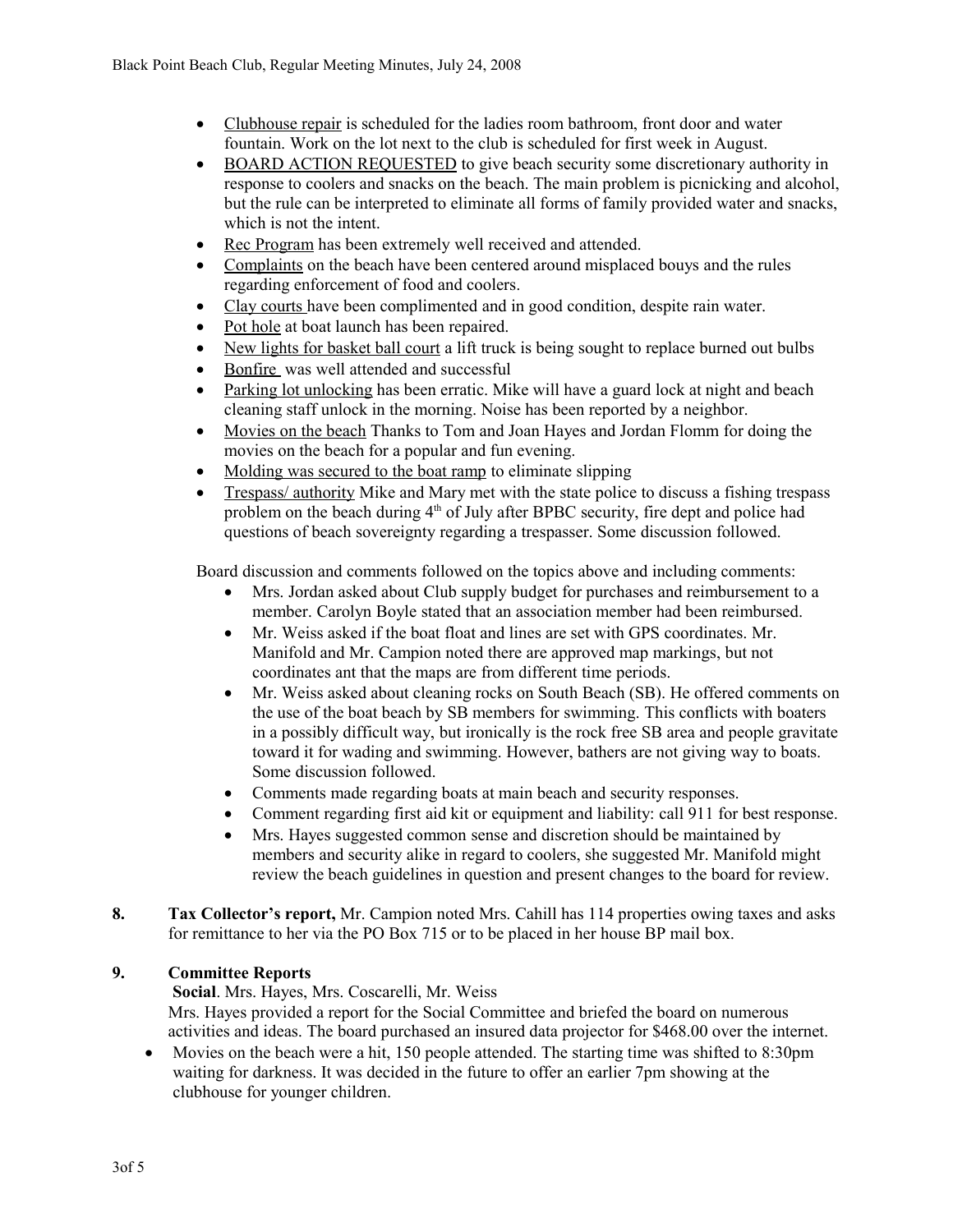- Clubhouse repair is scheduled for the ladies room bathroom, front door and water fountain. Work on the lot next to the club is scheduled for first week in August.
- BOARD ACTION REQUESTED to give beach security some discretionary authority in response to coolers and snacks on the beach. The main problem is picnicking and alcohol, but the rule can be interpreted to eliminate all forms of family provided water and snacks, which is not the intent.
- Rec Program has been extremely well received and attended.
- Complaints on the beach have been centered around misplaced bouys and the rules regarding enforcement of food and coolers.
- Clay courts have been complimented and in good condition, despite rain water.
- Pot hole at boat launch has been repaired.
- New lights for basket ball court a lift truck is being sought to replace burned out bulbs
- Bonfire was well attended and successful
- Parking lot unlocking has been erratic. Mike will have a guard lock at night and beach cleaning staff unlock in the morning. Noise has been reported by a neighbor.
- Movies on the beach Thanks to Tom and Joan Hayes and Jordan Flomm for doing the movies on the beach for a popular and fun evening.
- Molding was secured to the boat ramp to eliminate slipping
- Trespass/ authority Mike and Mary met with the state police to discuss a fishing trespass problem on the beach during 4th of July after BPBC security, fire dept and police had questions of beach sovereignty regarding a trespasser. Some discussion followed.

Board discussion and comments followed on the topics above and including comments:

- Mrs. Jordan asked about Club supply budget for purchases and reimbursement to a member. Carolyn Boyle stated that an association member had been reimbursed.
- Mr. Weiss asked if the boat float and lines are set with GPS coordinates. Mr. Manifold and Mr. Campion noted there are approved map markings, but not coordinates ant that the maps are from different time periods.
- Mr. Weiss asked about cleaning rocks on South Beach (SB). He offered comments on the use of the boat beach by SB members for swimming. This conflicts with boaters in a possibly difficult way, but ironically is the rock free SB area and people gravitate toward it for wading and swimming. However, bathers are not giving way to boats. Some discussion followed.
- Comments made regarding boats at main beach and security responses.
- Comment regarding first aid kit or equipment and liability: call 911 for best response.
- Mrs. Hayes suggested common sense and discretion should be maintained by members and security alike in regard to coolers, she suggested Mr. Manifold might review the beach guidelines in question and present changes to the board for review.

**8. Tax Collector's report,** Mr. Campion noted Mrs. Cahill has 114 properties owing taxes and asks for remittance to her via the PO Box 715 or to be placed in her house BP mail box.

**9. Committee Reports**

**Social**. Mrs. Hayes, Mrs. Coscarelli, Mr. Weiss

Mrs. Hayes provided a report for the Social Committee and briefed the board on numerous activities and ideas. The board purchased an insured data projector for $468.00 over the internet.

- Movies on the beach were a hit, 150 people attended. The starting time was shifted to 8:30pm waiting for darkness. It was decided in the future to offer an earlier 7pm showing at the clubhouse for younger children.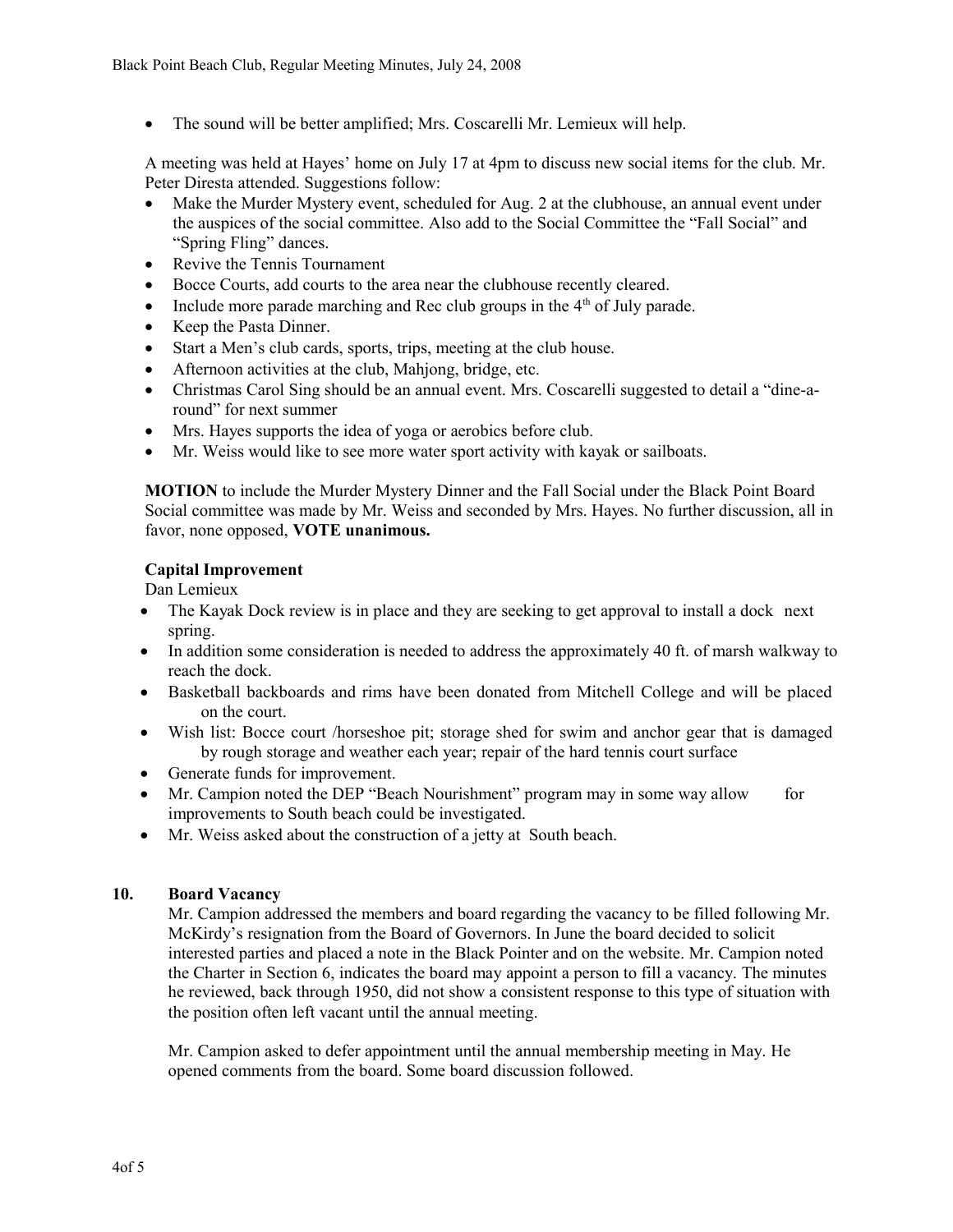- The sound will be better amplified; Mrs. Coscarelli Mr. Lemieux will help.

A meeting was held at Hayes' home on July 17 at 4pm to discuss new social items for the club. Mr. Peter Diresta attended. Suggestions follow:

- Make the Murder Mystery event, scheduled for Aug. 2 at the clubhouse, an annual event under the auspices of the social committee. Also add to the Social Committee the "Fall Social" and "Spring Fling" dances.
- Revive the Tennis Tournament
- Bocce Courts, add courts to the area near the clubhouse recently cleared.
- Include more parade marching and Rec club groups in the 4th of July parade.
- Keep the Pasta Dinner.
- Start a Men's club cards, sports, trips, meeting at the club house.
- Afternoon activities at the club, Mahjong, bridge, etc.
- Christmas Carol Sing should be an annual event. Mrs. Coscarelli suggested to detail a "dine-a-round" for next summer
- Mrs. Hayes supports the idea of yoga or aerobics before club.
- Mr. Weiss would like to see more water sport activity with kayak or sailboats.

**MOTION** to include the Murder Mystery Dinner and the Fall Social under the Black Point Board Social committee was made by Mr. Weiss and seconded by Mrs. Hayes. No further discussion, all in favor, none opposed, **VOTE unanimous.**

**Capital Improvement**

Dan Lemieux

- The Kayak Dock review is in place and they are seeking to get approval to install a dock next spring.
- In addition some consideration is needed to address the approximately 40 ft. of marsh walkway to reach the dock.
- Basketball backboards and rims have been donated from Mitchell College and will be placed on the court.
- Wish list: Bocce court /horseshoe pit; storage shed for swim and anchor gear that is damaged by rough storage and weather each year; repair of the hard tennis court surface
- Generate funds for improvement.
- Mr. Campion noted the DEP "Beach Nourishment" program may in some way allow for improvements to South beach could be investigated.
- Mr. Weiss asked about the construction of a jetty at South beach.

## 10. Board Vacancy

Mr. Campion addressed the members and board regarding the vacancy to be filled following Mr. McKirdy's resignation from the Board of Governors. In June the board decided to solicit interested parties and placed a note in the Black Pointer and on the website. Mr. Campion noted the Charter in Section 6, indicates the board may appoint a person to fill a vacancy. The minutes he reviewed, back through 1950, did not show a consistent response to this type of situation with the position often left vacant until the annual meeting.

Mr. Campion asked to defer appointment until the annual membership meeting in May. He opened comments from the board. Some board discussion followed.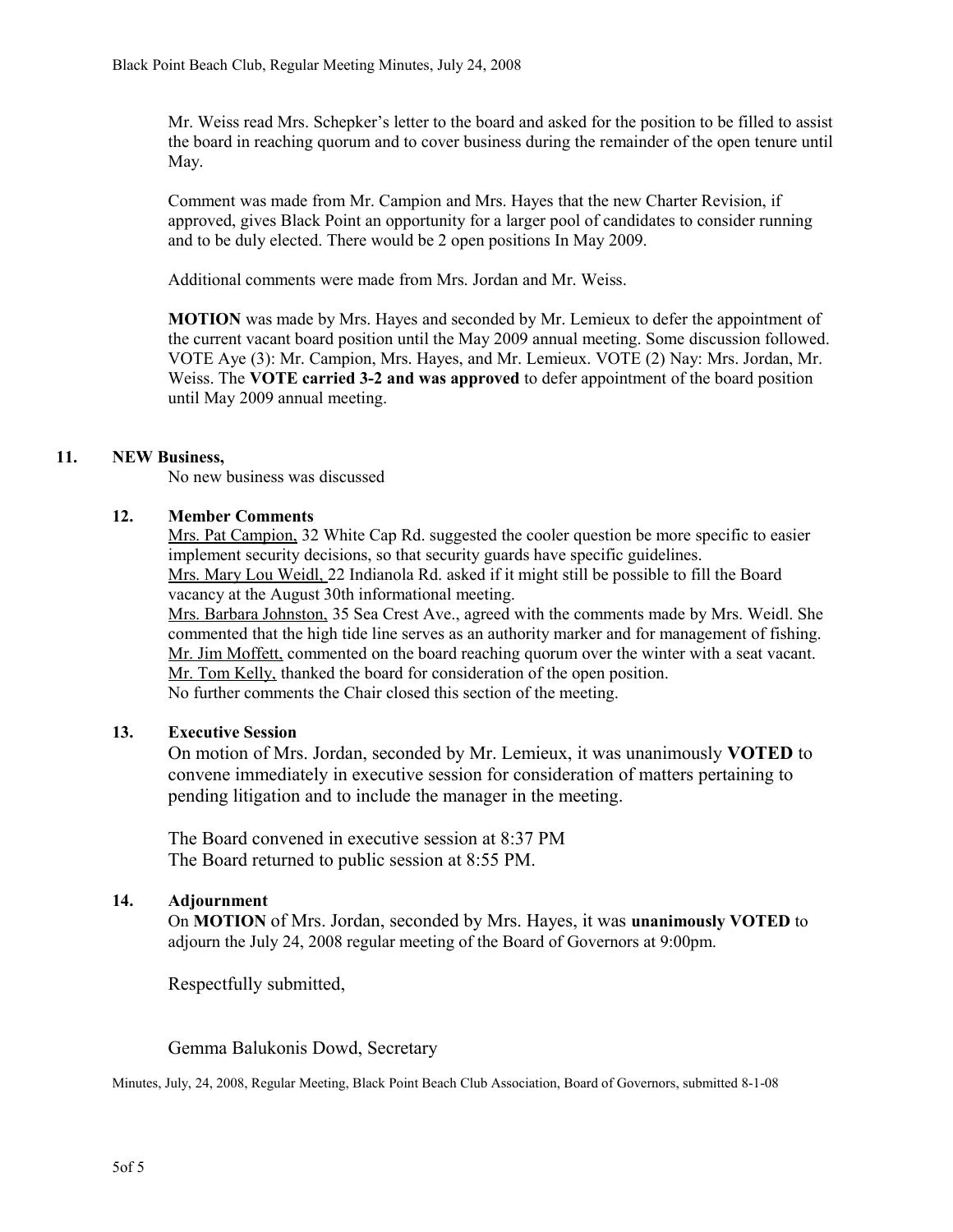Mr. Weiss read Mrs. Schepker's letter to the board and asked for the position to be filled to assist the board in reaching quorum and to cover business during the remainder of the open tenure until May.

Comment was made from Mr. Campion and Mrs. Hayes that the new Charter Revision, if approved, gives Black Point an opportunity for a larger pool of candidates to consider running and to be duly elected. There would be 2 open positions In May 2009.

Additional comments were made from Mrs. Jordan and Mr. Weiss.

**MOTION** was made by Mrs. Hayes and seconded by Mr. Lemieux to defer the appointment of the current vacant board position until the May 2009 annual meeting. Some discussion followed. VOTE Aye (3): Mr. Campion, Mrs. Hayes, and Mr. Lemieux. VOTE (2) Nay: Mrs. Jordan, Mr. Weiss. The **VOTE carried 3-2 and was approved** to defer appointment of the board position until May 2009 annual meeting.

## 11. NEW Business,

No new business was discussed

## 12. Member Comments

Mrs. Pat Campion, 32 White Cap Rd. suggested the cooler question be more specific to easier implement security decisions, so that security guards have specific guidelines.
Mrs. Mary Lou Weidl, 22 Indianola Rd. asked if it might still be possible to fill the Board vacancy at the August 30th informational meeting.
Mrs. Barbara Johnston, 35 Sea Crest Ave., agreed with the comments made by Mrs. Weidl. She commented that the high tide line serves as an authority marker and for management of fishing.
Mr. Jim Moffett, commented on the board reaching quorum over the winter with a seat vacant.
Mr. Tom Kelly, thanked the board for consideration of the open position.
No further comments the Chair closed this section of the meeting.

## 13. Executive Session

On motion of Mrs. Jordan, seconded by Mr. Lemieux, it was unanimously **VOTED** to convene immediately in executive session for consideration of matters pertaining to pending litigation and to include the manager in the meeting.

The Board convened in executive session at 8:37 PM
The Board returned to public session at 8:55 PM.

## 14. Adjournment

On **MOTION** of Mrs. Jordan, seconded by Mrs. Hayes, it was **unanimously VOTED** to adjourn the July 24, 2008 regular meeting of the Board of Governors at 9:00pm.

Respectfully submitted,

Gemma Balukonis Dowd, Secretary

Minutes, July, 24, 2008, Regular Meeting, Black Point Beach Club Association, Board of Governors, submitted 8-1-08